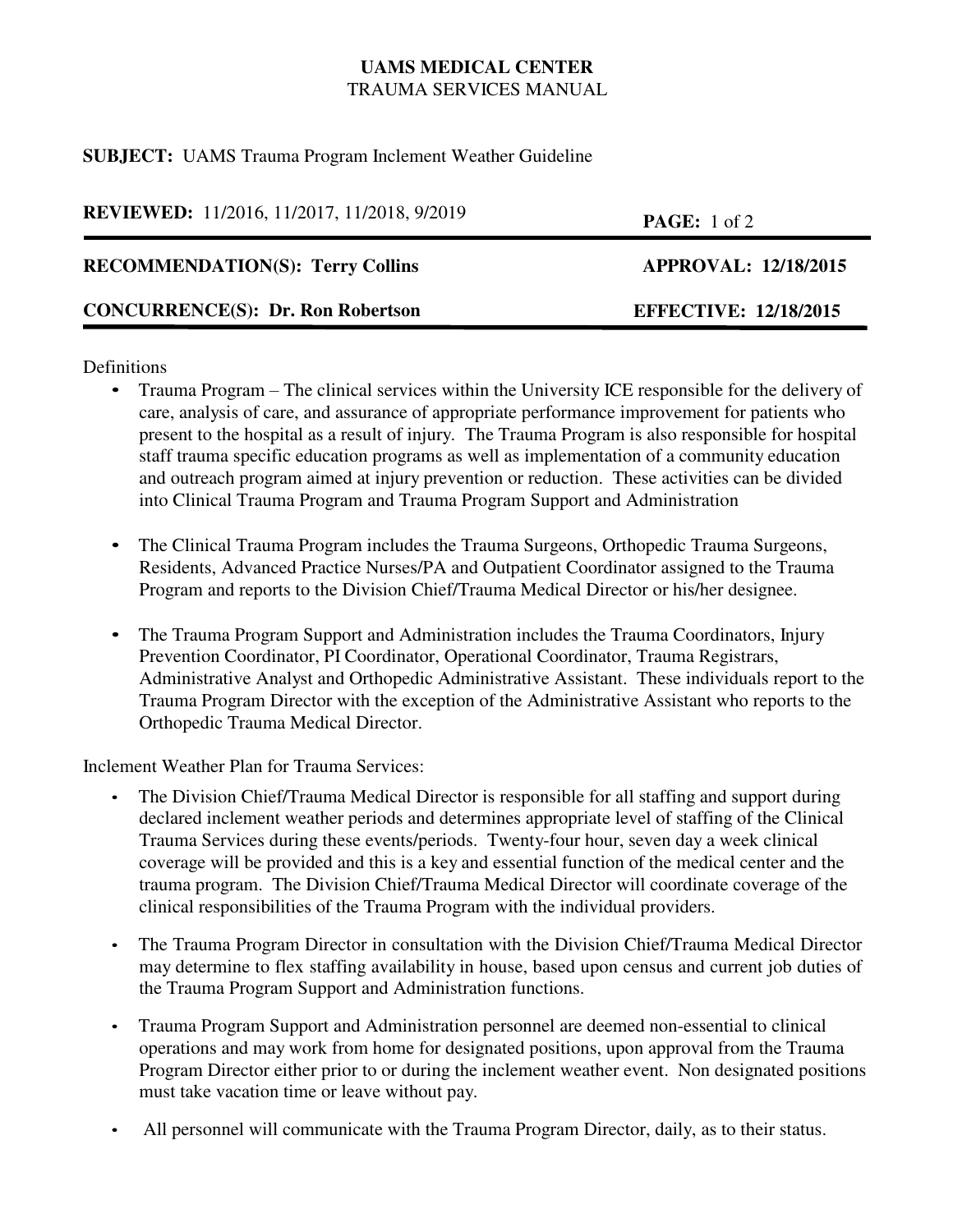**UAMS MEDICAL CENTER**
TRAUMA SERVICES MANUAL

**SUBJECT:** UAMS Trauma Program Inclement Weather Guideline

**REVIEWED:** 11/2016, 11/2017, 11/2018, 9/2019

**RECOMMENDATION(S): Terry Collins** **APPROVAL: 12/18/2015**

**CONCURRENCE(S): Dr. Ron Robertson** **EFFECTIVE: 12/18/2015**

---

Definitions

- Trauma Program – The clinical services within the University ICE responsible for the delivery of care, analysis of care, and assurance of appropriate performance improvement for patients who present to the hospital as a result of injury. The Trauma Program is also responsible for hospital staff trauma specific education programs as well as implementation of a community education and outreach program aimed at injury prevention or reduction. These activities can be divided into Clinical Trauma Program and Trauma Program Support and Administration

- The Clinical Trauma Program includes the Trauma Surgeons, Orthopedic Trauma Surgeons, Residents, Advanced Practice Nurses/PA and Outpatient Coordinator assigned to the Trauma Program and reports to the Division Chief/Trauma Medical Director or his/her designee.

- The Trauma Program Support and Administration includes the Trauma Coordinators, Injury Prevention Coordinator, PI Coordinator, Operational Coordinator, Trauma Registrars, Administrative Analyst and Orthopedic Administrative Assistant. These individuals report to the Trauma Program Director with the exception of the Administrative Assistant who reports to the Orthopedic Trauma Medical Director.

Inclement Weather Plan for Trauma Services:

- The Division Chief/Trauma Medical Director is responsible for all staffing and support during declared inclement weather periods and determines appropriate level of staffing of the Clinical Trauma Services during these events/periods. Twenty-four hour, seven day a week clinical coverage will be provided and this is a key and essential function of the medical center and the trauma program. The Division Chief/Trauma Medical Director will coordinate coverage of the clinical responsibilities of the Trauma Program with the individual providers.

- The Trauma Program Director in consultation with the Division Chief/Trauma Medical Director may determine to flex staffing availability in house, based upon census and current job duties of the Trauma Program Support and Administration functions.

- Trauma Program Support and Administration personnel are deemed non-essential to clinical operations and may work from home for designated positions, upon approval from the Trauma Program Director either prior to or during the inclement weather event. Non designated positions must take vacation time or leave without pay.

- All personnel will communicate with the Trauma Program Director, daily, as to their status.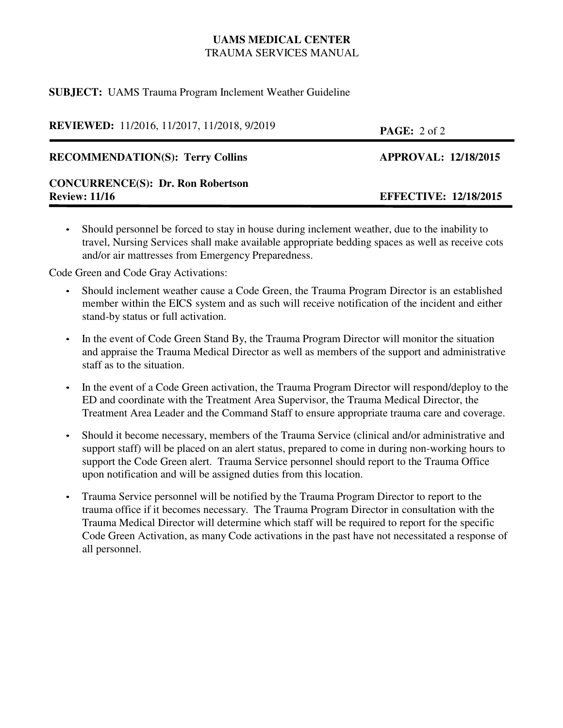- Should personnel be forced to stay in house during inclement weather, due to the inability to travel, Nursing Services shall make available appropriate bedding spaces as well as receive cots and/or air mattresses from Emergency Preparedness.

Code Green and Code Gray Activations:

- Should inclement weather cause a Code Green, the Trauma Program Director is an established member within the EICS system and as such will receive notification of the incident and either stand-by status or full activation.

- In the event of Code Green Stand By, the Trauma Program Director will monitor the situation and appraise the Trauma Medical Director as well as members of the support and administrative staff as to the situation.

- In the event of a Code Green activation, the Trauma Program Director will respond/deploy to the ED and coordinate with the Treatment Area Supervisor, the Trauma Medical Director, the Treatment Area Leader and the Command Staff to ensure appropriate trauma care and coverage.

- Should it become necessary, members of the Trauma Service (clinical and/or administrative and support staff) will be placed on an alert status, prepared to come in during non-working hours to support the Code Green alert. Trauma Service personnel should report to the Trauma Office upon notification and will be assigned duties from this location.

- Trauma Service personnel will be notified by the Trauma Program Director to report to the trauma office if it becomes necessary. The Trauma Program Director in consultation with the Trauma Medical Director will determine which staff will be required to report for the specific Code Green Activation, as many Code activations in the past have not necessitated a response of all personnel.